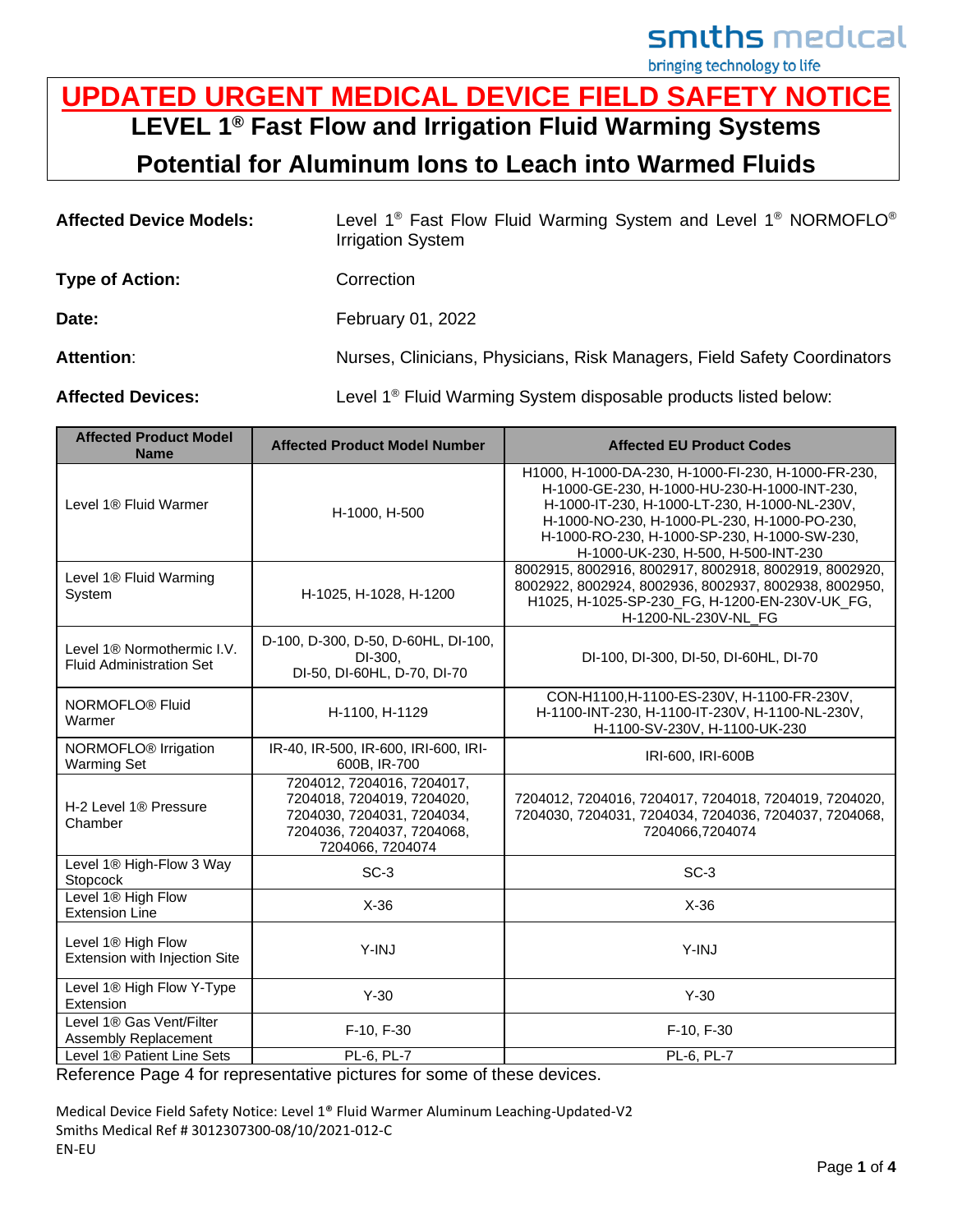# UPDATED URGENT MEDICAL DEVICE FIELD SAFETY NOTICE

## LEVEL 1® Fast Flow and Irrigation Fluid Warming Systems

## Potential for Aluminum Ions to Leach into Warmed Fluids

**Affected Device Models:** Level 1® Fast Flow Fluid Warming System and Level 1® NORMOFLO® Irrigation System

**Type of Action:** Correction

**Date:** February 01, 2022

**Attention:** Nurses, Clinicians, Physicians, Risk Managers, Field Safety Coordinators

**Affected Devices:** Level 1® Fluid Warming System disposable products listed below:

| Affected Product Model Name | Affected Product Model Number | Affected EU Product Codes |
|---|---|---|
| Level 1® Fluid Warmer | H-1000, H-500 | H1000, H-1000-DA-230, H-1000-FI-230, H-1000-FR-230, H-1000-GE-230, H-1000-HU-230-H-1000-INT-230, H-1000-IT-230, H-1000-LT-230, H-1000-NL-230V, H-1000-NO-230, H-1000-PL-230, H-1000-PO-230, H-1000-RO-230, H-1000-SP-230, H-1000-SW-230, H-1000-UK-230, H-500, H-500-INT-230 |
| Level 1® Fluid Warming System | H-1025, H-1028, H-1200 | 8002915, 8002916, 8002917, 8002918, 8002919, 8002920, 8002922, 8002924, 8002936, 8002937, 8002938, 8002950, H1025, H-1025-SP-230_FG, H-1200-EN-230V-UK_FG, H-1200-NL-230V-NL_FG |
| Level 1® Normothermic I.V. Fluid Administration Set | D-100, D-300, D-50, D-60HL, DI-100, DI-300, DI-50, DI-60HL, D-70, DI-70 | DI-100, DI-300, DI-50, DI-60HL, DI-70 |
| NORMOFLO® Fluid Warmer | H-1100, H-1129 | CON-H1100,H-1100-ES-230V, H-1100-FR-230V, H-1100-INT-230, H-1100-IT-230V, H-1100-NL-230V, H-1100-SV-230V, H-1100-UK-230 |
| NORMOFLO® Irrigation Warming Set | IR-40, IR-500, IR-600, IRI-600, IRI-600B, IR-700 | IRI-600, IRI-600B |
| H-2 Level 1® Pressure Chamber | 7204012, 7204016, 7204017, 7204018, 7204019, 7204020, 7204030, 7204031, 7204034, 7204036, 7204037, 7204068, 7204066, 7204074 | 7204012, 7204016, 7204017, 7204018, 7204019, 7204020, 7204030, 7204031, 7204034, 7204036, 7204037, 7204068, 7204066,7204074 |
| Level 1® High-Flow 3 Way Stopcock | SC-3 | SC-3 |
| Level 1® High Flow Extension Line | X-36 | X-36 |
| Level 1® High Flow Extension with Injection Site | Y-INJ | Y-INJ |
| Level 1® High Flow Y-Type Extension | Y-30 | Y-30 |
| Level 1® Gas Vent/Filter Assembly Replacement | F-10, F-30 | F-10, F-30 |
| Level 1® Patient Line Sets | PL-6, PL-7 | PL-6, PL-7 |

Reference Page 4 for representative pictures for some of these devices.

Medical Device Field Safety Notice: Level 1® Fluid Warmer Aluminum Leaching-Updated-V2
Smiths Medical Ref # 3012307300-08/10/2021-012-C
EN-EU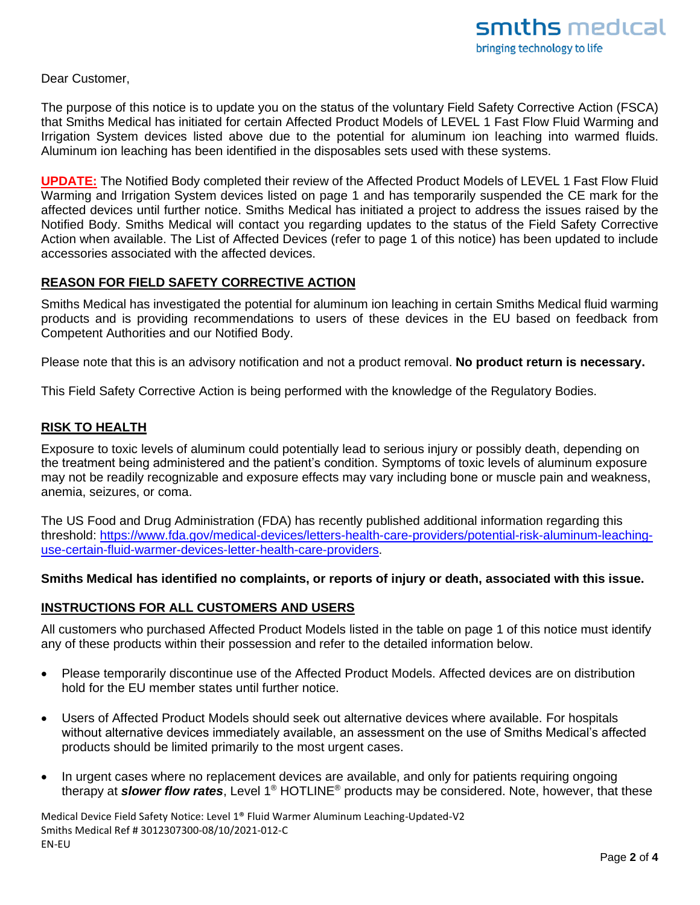Dear Customer,

The purpose of this notice is to update you on the status of the voluntary Field Safety Corrective Action (FSCA) that Smiths Medical has initiated for certain Affected Product Models of LEVEL 1 Fast Flow Fluid Warming and Irrigation System devices listed above due to the potential for aluminum ion leaching into warmed fluids. Aluminum ion leaching has been identified in the disposables sets used with these systems.

**UPDATE:** The Notified Body completed their review of the Affected Product Models of LEVEL 1 Fast Flow Fluid Warming and Irrigation System devices listed on page 1 and has temporarily suspended the CE mark for the affected devices until further notice. Smiths Medical has initiated a project to address the issues raised by the Notified Body. Smiths Medical will contact you regarding updates to the status of the Field Safety Corrective Action when available. The List of Affected Devices (refer to page 1 of this notice) has been updated to include accessories associated with the affected devices.

## REASON FOR FIELD SAFETY CORRECTIVE ACTION

Smiths Medical has investigated the potential for aluminum ion leaching in certain Smiths Medical fluid warming products and is providing recommendations to users of these devices in the EU based on feedback from Competent Authorities and our Notified Body.

Please note that this is an advisory notification and not a product removal. **No product return is necessary.**

This Field Safety Corrective Action is being performed with the knowledge of the Regulatory Bodies.

## RISK TO HEALTH

Exposure to toxic levels of aluminum could potentially lead to serious injury or possibly death, depending on the treatment being administered and the patient's condition. Symptoms of toxic levels of aluminum exposure may not be readily recognizable and exposure effects may vary including bone or muscle pain and weakness, anemia, seizures, or coma.

The US Food and Drug Administration (FDA) has recently published additional information regarding this threshold: https://www.fda.gov/medical-devices/letters-health-care-providers/potential-risk-aluminum-leaching-use-certain-fluid-warmer-devices-letter-health-care-providers.

**Smiths Medical has identified no complaints, or reports of injury or death, associated with this issue.**

## INSTRUCTIONS FOR ALL CUSTOMERS AND USERS

All customers who purchased Affected Product Models listed in the table on page 1 of this notice must identify any of these products within their possession and refer to the detailed information below.

- Please temporarily discontinue use of the Affected Product Models. Affected devices are on distribution hold for the EU member states until further notice.
- Users of Affected Product Models should seek out alternative devices where available. For hospitals without alternative devices immediately available, an assessment on the use of Smiths Medical's affected products should be limited primarily to the most urgent cases.
- In urgent cases where no replacement devices are available, and only for patients requiring ongoing therapy at ***slower flow rates***, Level 1® HOTLINE® products may be considered. Note, however, that these

Medical Device Field Safety Notice: Level 1® Fluid Warmer Aluminum Leaching-Updated-V2
Smiths Medical Ref # 3012307300-08/10/2021-012-C
EN-EU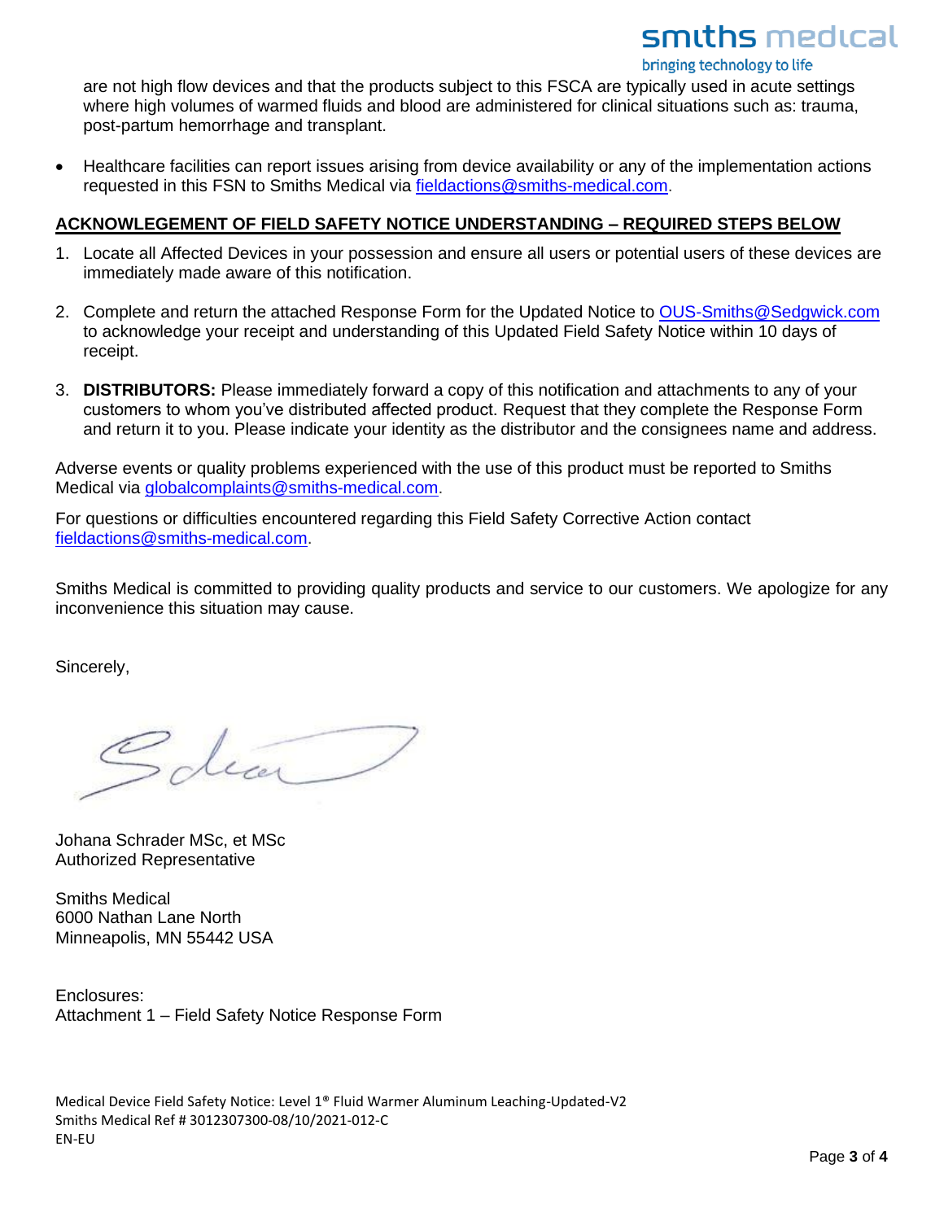are not high flow devices and that the products subject to this FSCA are typically used in acute settings where high volumes of warmed fluids and blood are administered for clinical situations such as: trauma, post-partum hemorrhage and transplant.

- Healthcare facilities can report issues arising from device availability or any of the implementation actions requested in this FSN to Smiths Medical via fieldactions@smiths-medical.com.

**ACKNOWLEGEMENT OF FIELD SAFETY NOTICE UNDERSTANDING – REQUIRED STEPS BELOW**

1. Locate all Affected Devices in your possession and ensure all users or potential users of these devices are immediately made aware of this notification.

2. Complete and return the attached Response Form for the Updated Notice to OUS-Smiths@Sedgwick.com to acknowledge your receipt and understanding of this Updated Field Safety Notice within 10 days of receipt.

3. **DISTRIBUTORS:** Please immediately forward a copy of this notification and attachments to any of your customers to whom you've distributed affected product. Request that they complete the Response Form and return it to you. Please indicate your identity as the distributor and the consignees name and address.

Adverse events or quality problems experienced with the use of this product must be reported to Smiths Medical via globalcomplaints@smiths-medical.com.

For questions or difficulties encountered regarding this Field Safety Corrective Action contact fieldactions@smiths-medical.com.

Smiths Medical is committed to providing quality products and service to our customers. We apologize for any inconvenience this situation may cause.

Sincerely,

Johana Schrader MSc, et MSc
Authorized Representative

Smiths Medical
6000 Nathan Lane North
Minneapolis, MN 55442 USA

Enclosures:
Attachment 1 – Field Safety Notice Response Form

Medical Device Field Safety Notice: Level 1® Fluid Warmer Aluminum Leaching-Updated-V2
Smiths Medical Ref # 3012307300-08/10/2021-012-C
EN-EU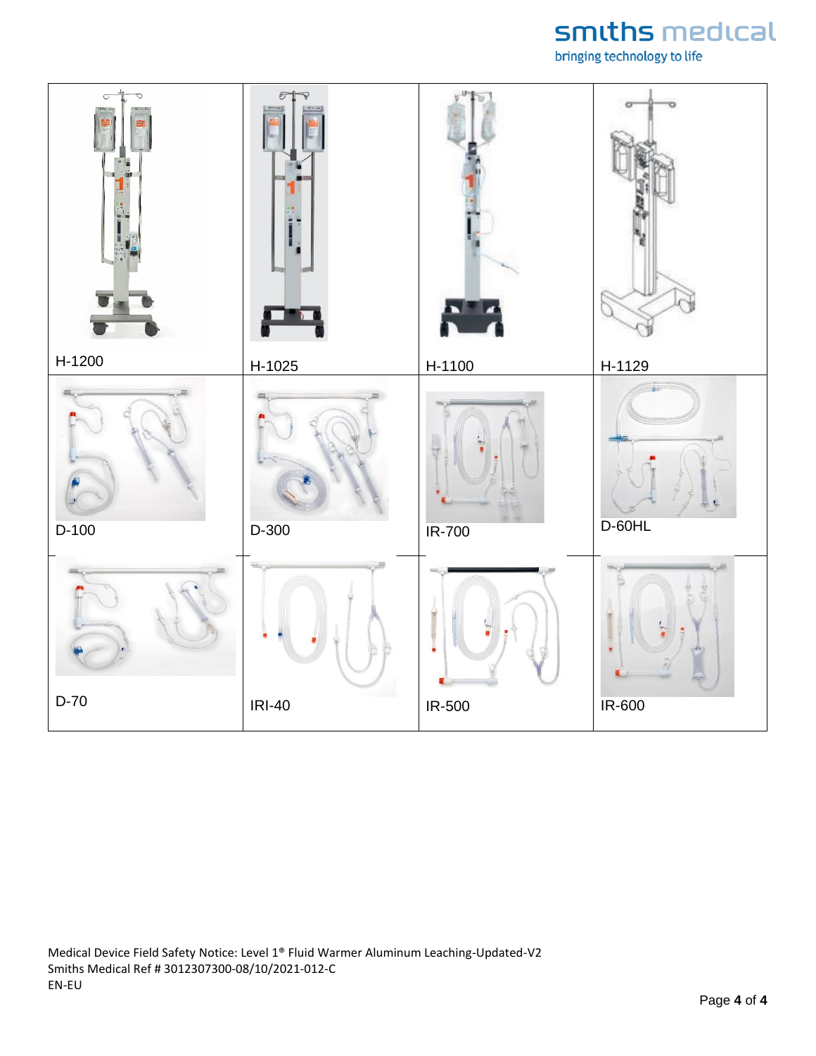| | | | |
|---|---|---|---|
| H-1200 | H-1025 | H-1100 | H-1129 |
| D-100 | D-300 | IR-700 | D-60HL |
| D-70 | IRI-40 | IR-500 | IR-600 |